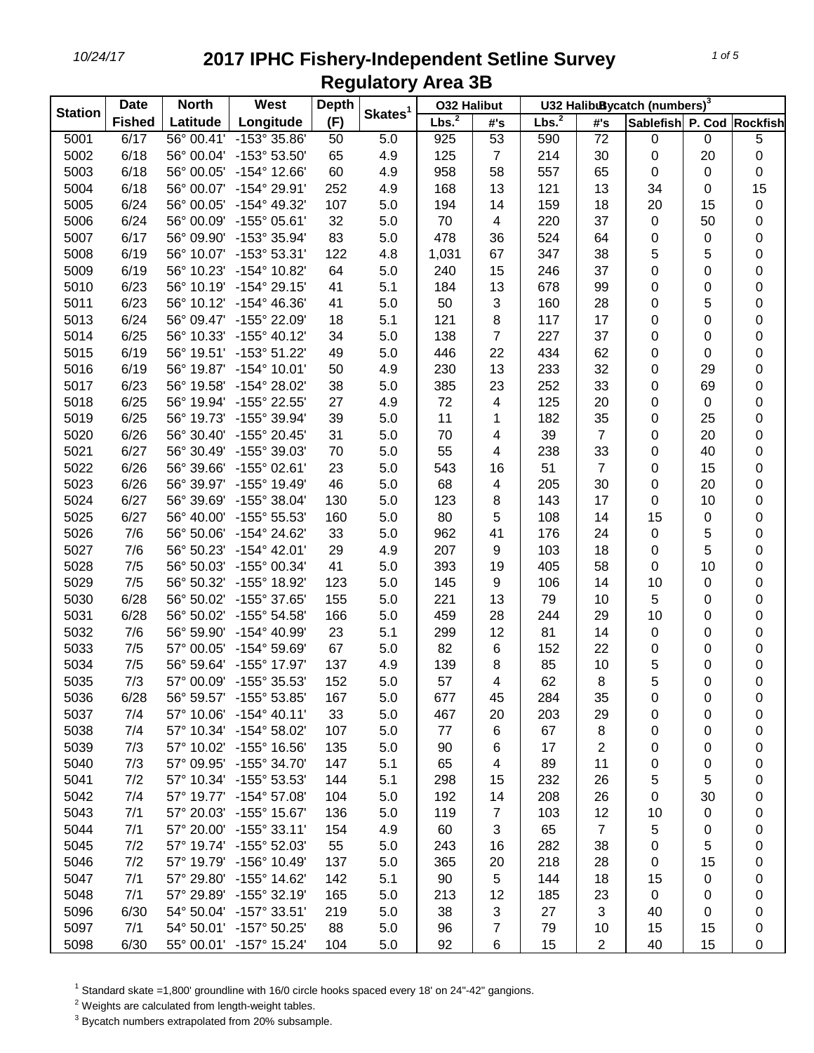# 2017 IPHC Fishery-Independent Setline Survey
## Regulatory Area 3B

| Station | Date Fished | North Latitude | West Longitude | Depth (F) | Skates[1] | O32 Halibut Lbs.[2] | O32 Halibut #'s | U32 Halibut Lbs.[2] | U32 Halibut #'s | Bycatch (numbers)[3] Sablefish | P. Cod | Rockfish |
|---|---|---|---|---|---|---|---|---|---|---|---|---|
| 5001 | 6/17 | 56° 00.41' | -153° 35.86' | 50 | 5.0 | 925 | 53 | 590 | 72 | 0 | 0 | 5 |
| 5002 | 6/18 | 56° 00.04' | -153° 53.50' | 65 | 4.9 | 125 | 7 | 214 | 30 | 0 | 20 | 0 |
| 5003 | 6/18 | 56° 00.05' | -154° 12.66' | 60 | 4.9 | 958 | 58 | 557 | 65 | 0 | 0 | 0 |
| 5004 | 6/18 | 56° 00.07' | -154° 29.91' | 252 | 4.9 | 168 | 13 | 121 | 13 | 34 | 0 | 15 |
| 5005 | 6/24 | 56° 00.05' | -154° 49.32' | 107 | 5.0 | 194 | 14 | 159 | 18 | 20 | 15 | 0 |
| 5006 | 6/24 | 56° 00.09' | -155° 05.61' | 32 | 5.0 | 70 | 4 | 220 | 37 | 0 | 50 | 0 |
| 5007 | 6/17 | 56° 09.90' | -153° 35.94' | 83 | 5.0 | 478 | 36 | 524 | 64 | 0 | 0 | 0 |
| 5008 | 6/19 | 56° 10.07' | -153° 53.31' | 122 | 4.8 | 1,031 | 67 | 347 | 38 | 5 | 5 | 0 |
| 5009 | 6/19 | 56° 10.23' | -154° 10.82' | 64 | 5.0 | 240 | 15 | 246 | 37 | 0 | 0 | 0 |
| 5010 | 6/23 | 56° 10.19' | -154° 29.15' | 41 | 5.1 | 184 | 13 | 678 | 99 | 0 | 0 | 0 |
| 5011 | 6/23 | 56° 10.12' | -154° 46.36' | 41 | 5.0 | 50 | 3 | 160 | 28 | 0 | 5 | 0 |
| 5013 | 6/24 | 56° 09.47' | -155° 22.09' | 18 | 5.1 | 121 | 8 | 117 | 17 | 0 | 0 | 0 |
| 5014 | 6/25 | 56° 10.33' | -155° 40.12' | 34 | 5.0 | 138 | 7 | 227 | 37 | 0 | 0 | 0 |
| 5015 | 6/19 | 56° 19.51' | -153° 51.22' | 49 | 5.0 | 446 | 22 | 434 | 62 | 0 | 0 | 0 |
| 5016 | 6/19 | 56° 19.87' | -154° 10.01' | 50 | 4.9 | 230 | 13 | 233 | 32 | 0 | 29 | 0 |
| 5017 | 6/23 | 56° 19.58' | -154° 28.02' | 38 | 5.0 | 385 | 23 | 252 | 33 | 0 | 69 | 0 |
| 5018 | 6/25 | 56° 19.94' | -155° 22.55' | 27 | 4.9 | 72 | 4 | 125 | 20 | 0 | 0 | 0 |
| 5019 | 6/25 | 56° 19.73' | -155° 39.94' | 39 | 5.0 | 11 | 1 | 182 | 35 | 0 | 25 | 0 |
| 5020 | 6/26 | 56° 30.40' | -155° 20.45' | 31 | 5.0 | 70 | 4 | 39 | 7 | 0 | 20 | 0 |
| 5021 | 6/27 | 56° 30.49' | -155° 39.03' | 70 | 5.0 | 55 | 4 | 238 | 33 | 0 | 40 | 0 |
| 5022 | 6/26 | 56° 39.66' | -155° 02.61' | 23 | 5.0 | 543 | 16 | 51 | 7 | 0 | 15 | 0 |
| 5023 | 6/26 | 56° 39.97' | -155° 19.49' | 46 | 5.0 | 68 | 4 | 205 | 30 | 0 | 20 | 0 |
| 5024 | 6/27 | 56° 39.69' | -155° 38.04' | 130 | 5.0 | 123 | 8 | 143 | 17 | 0 | 10 | 0 |
| 5025 | 6/27 | 56° 40.00' | -155° 55.53' | 160 | 5.0 | 80 | 5 | 108 | 14 | 15 | 0 | 0 |
| 5026 | 7/6 | 56° 50.06' | -154° 24.62' | 33 | 5.0 | 962 | 41 | 176 | 24 | 0 | 5 | 0 |
| 5027 | 7/6 | 56° 50.23' | -154° 42.01' | 29 | 4.9 | 207 | 9 | 103 | 18 | 0 | 5 | 0 |
| 5028 | 7/5 | 56° 50.03' | -155° 00.34' | 41 | 5.0 | 393 | 19 | 405 | 58 | 0 | 10 | 0 |
| 5029 | 7/5 | 56° 50.32' | -155° 18.92' | 123 | 5.0 | 145 | 9 | 106 | 14 | 10 | 0 | 0 |
| 5030 | 6/28 | 56° 50.02' | -155° 37.65' | 155 | 5.0 | 221 | 13 | 79 | 10 | 5 | 0 | 0 |
| 5031 | 6/28 | 56° 50.02' | -155° 54.58' | 166 | 5.0 | 459 | 28 | 244 | 29 | 10 | 0 | 0 |
| 5032 | 7/6 | 56° 59.90' | -154° 40.99' | 23 | 5.1 | 299 | 12 | 81 | 14 | 0 | 0 | 0 |
| 5033 | 7/5 | 57° 00.05' | -154° 59.69' | 67 | 5.0 | 82 | 6 | 152 | 22 | 0 | 0 | 0 |
| 5034 | 7/5 | 56° 59.64' | -155° 17.97' | 137 | 4.9 | 139 | 8 | 85 | 10 | 5 | 0 | 0 |
| 5035 | 7/3 | 57° 00.09' | -155° 35.53' | 152 | 5.0 | 57 | 4 | 62 | 8 | 5 | 0 | 0 |
| 5036 | 6/28 | 56° 59.57' | -155° 53.85' | 167 | 5.0 | 677 | 45 | 284 | 35 | 0 | 0 | 0 |
| 5037 | 7/4 | 57° 10.06' | -154° 40.11' | 33 | 5.0 | 467 | 20 | 203 | 29 | 0 | 0 | 0 |
| 5038 | 7/4 | 57° 10.34' | -154° 58.02' | 107 | 5.0 | 77 | 6 | 67 | 8 | 0 | 0 | 0 |
| 5039 | 7/3 | 57° 10.02' | -155° 16.56' | 135 | 5.0 | 90 | 6 | 17 | 2 | 0 | 0 | 0 |
| 5040 | 7/3 | 57° 09.95' | -155° 34.70' | 147 | 5.1 | 65 | 4 | 89 | 11 | 0 | 0 | 0 |
| 5041 | 7/2 | 57° 10.34' | -155° 53.53' | 144 | 5.1 | 298 | 15 | 232 | 26 | 5 | 5 | 0 |
| 5042 | 7/4 | 57° 19.77' | -154° 57.08' | 104 | 5.0 | 192 | 14 | 208 | 26 | 0 | 30 | 0 |
| 5043 | 7/1 | 57° 20.03' | -155° 15.67' | 136 | 5.0 | 119 | 7 | 103 | 12 | 10 | 0 | 0 |
| 5044 | 7/1 | 57° 20.00' | -155° 33.11' | 154 | 4.9 | 60 | 3 | 65 | 7 | 5 | 0 | 0 |
| 5045 | 7/2 | 57° 19.74' | -155° 52.03' | 55 | 5.0 | 243 | 16 | 282 | 38 | 0 | 5 | 0 |
| 5046 | 7/2 | 57° 19.79' | -156° 10.49' | 137 | 5.0 | 365 | 20 | 218 | 28 | 0 | 15 | 0 |
| 5047 | 7/1 | 57° 29.80' | -155° 14.62' | 142 | 5.1 | 90 | 5 | 144 | 18 | 15 | 0 | 0 |
| 5048 | 7/1 | 57° 29.89' | -155° 32.19' | 165 | 5.0 | 213 | 12 | 185 | 23 | 0 | 0 | 0 |
| 5096 | 6/30 | 54° 50.04' | -157° 33.51' | 219 | 5.0 | 38 | 3 | 27 | 3 | 40 | 0 | 0 |
| 5097 | 7/1 | 54° 50.01' | -157° 50.25' | 88 | 5.0 | 96 | 7 | 79 | 10 | 15 | 15 | 0 |
| 5098 | 6/30 | 55° 00.01' | -157° 15.24' | 104 | 5.0 | 92 | 6 | 15 | 2 | 40 | 15 | 0 |

[1] Standard skate =1,800' groundline with 16/0 circle hooks spaced every 18' on 24"-42" gangions.

[2] Weights are calculated from length-weight tables.

[3] Bycatch numbers extrapolated from 20% subsample.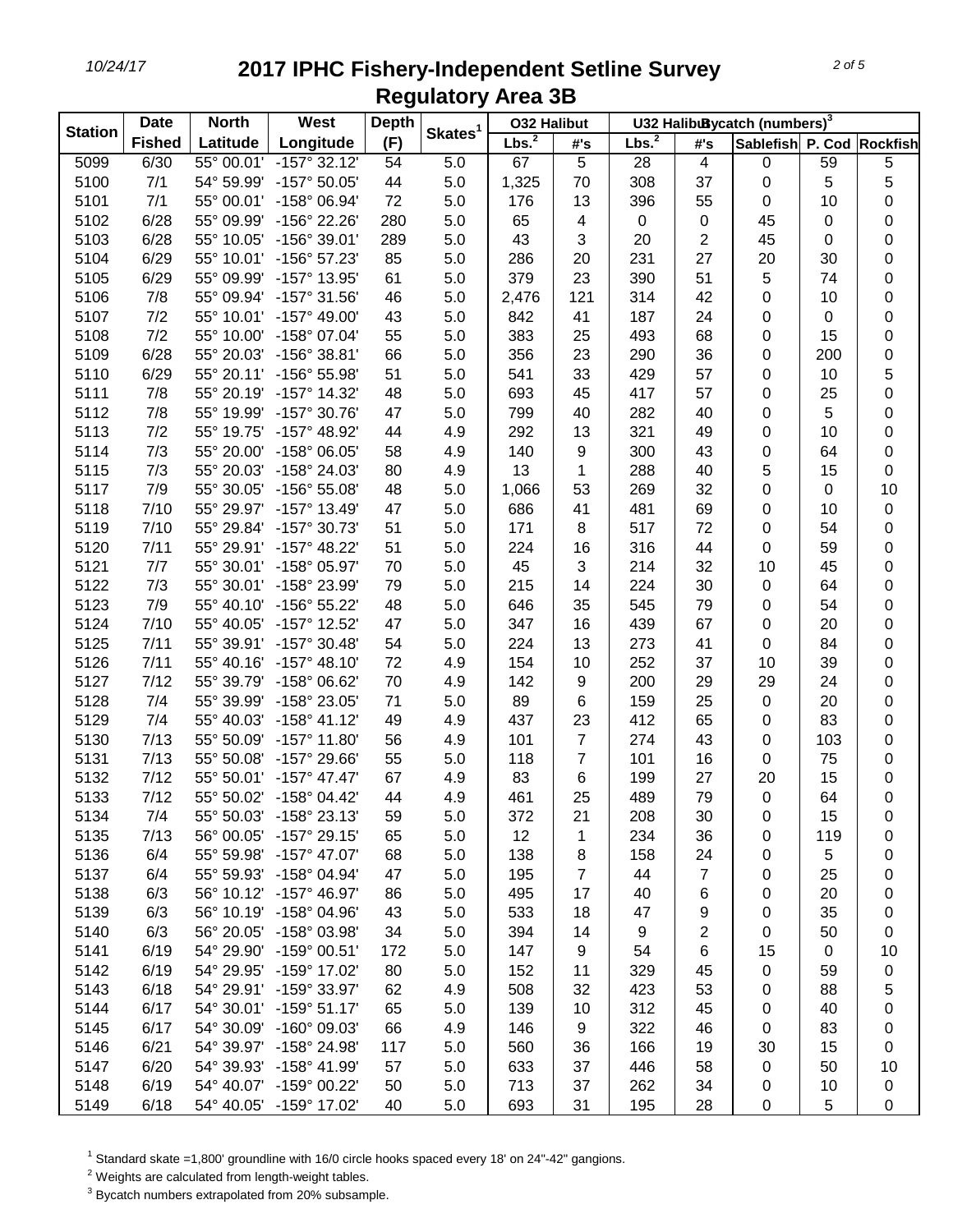# 2017 IPHC Fishery-Independent Setline Survey
## Regulatory Area 3B

| Station | Date Fished | North Latitude | West Longitude | Depth (F) | Skates[1] | O32 Halibut Lbs.[2] | O32 Halibut #'s | U32 Halibut Lbs.[2] | U32 Halibut #'s | Bycatch (numbers)[3] Sablefish | P. Cod | Rockfish |
|---|---|---|---|---|---|---|---|---|---|---|---|---|
| 5099 | 6/30 | 55° 00.01' | -157° 32.12' | 54 | 5.0 | 67 | 5 | 28 | 4 | 0 | 59 | 5 |
| 5100 | 7/1 | 54° 59.99' | -157° 50.05' | 44 | 5.0 | 1,325 | 70 | 308 | 37 | 0 | 5 | 5 |
| 5101 | 7/1 | 55° 00.01' | -158° 06.94' | 72 | 5.0 | 176 | 13 | 396 | 55 | 0 | 10 | 0 |
| 5102 | 6/28 | 55° 09.99' | -156° 22.26' | 280 | 5.0 | 65 | 4 | 0 | 0 | 45 | 0 | 0 |
| 5103 | 6/28 | 55° 10.05' | -156° 39.01' | 289 | 5.0 | 43 | 3 | 20 | 2 | 45 | 0 | 0 |
| 5104 | 6/29 | 55° 10.01' | -156° 57.23' | 85 | 5.0 | 286 | 20 | 231 | 27 | 20 | 30 | 0 |
| 5105 | 6/29 | 55° 09.99' | -157° 13.95' | 61 | 5.0 | 379 | 23 | 390 | 51 | 5 | 74 | 0 |
| 5106 | 7/8 | 55° 09.94' | -157° 31.56' | 46 | 5.0 | 2,476 | 121 | 314 | 42 | 0 | 10 | 0 |
| 5107 | 7/2 | 55° 10.01' | -157° 49.00' | 43 | 5.0 | 842 | 41 | 187 | 24 | 0 | 0 | 0 |
| 5108 | 7/2 | 55° 10.00' | -158° 07.04' | 55 | 5.0 | 383 | 25 | 493 | 68 | 0 | 15 | 0 |
| 5109 | 6/28 | 55° 20.03' | -156° 38.81' | 66 | 5.0 | 356 | 23 | 290 | 36 | 0 | 200 | 0 |
| 5110 | 6/29 | 55° 20.11' | -156° 55.98' | 51 | 5.0 | 541 | 33 | 429 | 57 | 0 | 10 | 5 |
| 5111 | 7/8 | 55° 20.19' | -157° 14.32' | 48 | 5.0 | 693 | 45 | 417 | 57 | 0 | 25 | 0 |
| 5112 | 7/8 | 55° 19.99' | -157° 30.76' | 47 | 5.0 | 799 | 40 | 282 | 40 | 0 | 5 | 0 |
| 5113 | 7/2 | 55° 19.75' | -157° 48.92' | 44 | 4.9 | 292 | 13 | 321 | 49 | 0 | 10 | 0 |
| 5114 | 7/3 | 55° 20.00' | -158° 06.05' | 58 | 4.9 | 140 | 9 | 300 | 43 | 0 | 64 | 0 |
| 5115 | 7/3 | 55° 20.03' | -158° 24.03' | 80 | 4.9 | 13 | 1 | 288 | 40 | 5 | 15 | 0 |
| 5117 | 7/9 | 55° 30.05' | -156° 55.08' | 48 | 5.0 | 1,066 | 53 | 269 | 32 | 0 | 0 | 10 |
| 5118 | 7/10 | 55° 29.97' | -157° 13.49' | 47 | 5.0 | 686 | 41 | 481 | 69 | 0 | 10 | 0 |
| 5119 | 7/10 | 55° 29.84' | -157° 30.73' | 51 | 5.0 | 171 | 8 | 517 | 72 | 0 | 54 | 0 |
| 5120 | 7/11 | 55° 29.91' | -157° 48.22' | 51 | 5.0 | 224 | 16 | 316 | 44 | 0 | 59 | 0 |
| 5121 | 7/7 | 55° 30.01' | -158° 05.97' | 70 | 5.0 | 45 | 3 | 214 | 32 | 10 | 45 | 0 |
| 5122 | 7/3 | 55° 30.01' | -158° 23.99' | 79 | 5.0 | 215 | 14 | 224 | 30 | 0 | 64 | 0 |
| 5123 | 7/9 | 55° 40.10' | -156° 55.22' | 48 | 5.0 | 646 | 35 | 545 | 79 | 0 | 54 | 0 |
| 5124 | 7/10 | 55° 40.05' | -157° 12.52' | 47 | 5.0 | 347 | 16 | 439 | 67 | 0 | 20 | 0 |
| 5125 | 7/11 | 55° 39.91' | -157° 30.48' | 54 | 5.0 | 224 | 13 | 273 | 41 | 0 | 84 | 0 |
| 5126 | 7/11 | 55° 40.16' | -157° 48.10' | 72 | 4.9 | 154 | 10 | 252 | 37 | 10 | 39 | 0 |
| 5127 | 7/12 | 55° 39.79' | -158° 06.62' | 70 | 4.9 | 142 | 9 | 200 | 29 | 29 | 24 | 0 |
| 5128 | 7/4 | 55° 39.99' | -158° 23.05' | 71 | 5.0 | 89 | 6 | 159 | 25 | 0 | 20 | 0 |
| 5129 | 7/4 | 55° 40.03' | -158° 41.12' | 49 | 4.9 | 437 | 23 | 412 | 65 | 0 | 83 | 0 |
| 5130 | 7/13 | 55° 50.09' | -157° 11.80' | 56 | 4.9 | 101 | 7 | 274 | 43 | 0 | 103 | 0 |
| 5131 | 7/13 | 55° 50.08' | -157° 29.66' | 55 | 5.0 | 118 | 7 | 101 | 16 | 0 | 75 | 0 |
| 5132 | 7/12 | 55° 50.01' | -157° 47.47' | 67 | 4.9 | 83 | 6 | 199 | 27 | 20 | 15 | 0 |
| 5133 | 7/12 | 55° 50.02' | -158° 04.42' | 44 | 4.9 | 461 | 25 | 489 | 79 | 0 | 64 | 0 |
| 5134 | 7/4 | 55° 50.03' | -158° 23.13' | 59 | 5.0 | 372 | 21 | 208 | 30 | 0 | 15 | 0 |
| 5135 | 7/13 | 56° 00.05' | -157° 29.15' | 65 | 5.0 | 12 | 1 | 234 | 36 | 0 | 119 | 0 |
| 5136 | 6/4 | 55° 59.98' | -157° 47.07' | 68 | 5.0 | 138 | 8 | 158 | 24 | 0 | 5 | 0 |
| 5137 | 6/4 | 55° 59.93' | -158° 04.94' | 47 | 5.0 | 195 | 7 | 44 | 7 | 0 | 25 | 0 |
| 5138 | 6/3 | 56° 10.12' | -157° 46.97' | 86 | 5.0 | 495 | 17 | 40 | 6 | 0 | 20 | 0 |
| 5139 | 6/3 | 56° 10.19' | -158° 04.96' | 43 | 5.0 | 533 | 18 | 47 | 9 | 0 | 35 | 0 |
| 5140 | 6/3 | 56° 20.05' | -158° 03.98' | 34 | 5.0 | 394 | 14 | 9 | 2 | 0 | 50 | 0 |
| 5141 | 6/19 | 54° 29.90' | -159° 00.51' | 172 | 5.0 | 147 | 9 | 54 | 6 | 15 | 0 | 10 |
| 5142 | 6/19 | 54° 29.95' | -159° 17.02' | 80 | 5.0 | 152 | 11 | 329 | 45 | 0 | 59 | 0 |
| 5143 | 6/18 | 54° 29.91' | -159° 33.97' | 62 | 4.9 | 508 | 32 | 423 | 53 | 0 | 88 | 5 |
| 5144 | 6/17 | 54° 30.01' | -159° 51.17' | 65 | 5.0 | 139 | 10 | 312 | 45 | 0 | 40 | 0 |
| 5145 | 6/17 | 54° 30.09' | -160° 09.03' | 66 | 4.9 | 146 | 9 | 322 | 46 | 0 | 83 | 0 |
| 5146 | 6/21 | 54° 39.97' | -158° 24.98' | 117 | 5.0 | 560 | 36 | 166 | 19 | 30 | 15 | 0 |
| 5147 | 6/20 | 54° 39.93' | -158° 41.99' | 57 | 5.0 | 633 | 37 | 446 | 58 | 0 | 50 | 10 |
| 5148 | 6/19 | 54° 40.07' | -159° 00.22' | 50 | 5.0 | 713 | 37 | 262 | 34 | 0 | 10 | 0 |
| 5149 | 6/18 | 54° 40.05' | -159° 17.02' | 40 | 5.0 | 693 | 31 | 195 | 28 | 0 | 5 | 0 |

[1] Standard skate =1,800' groundline with 16/0 circle hooks spaced every 18' on 24"-42" gangions.

[2] Weights are calculated from length-weight tables.

[3] Bycatch numbers extrapolated from 20% subsample.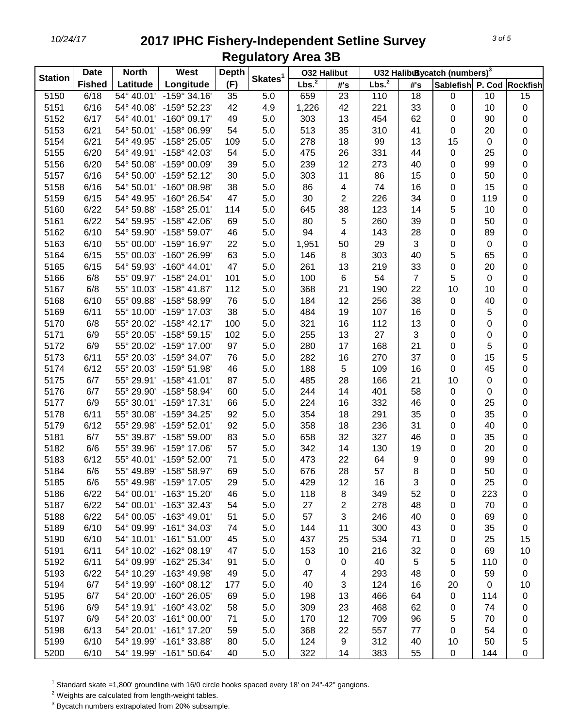# 2017 IPHC Fishery-Independent Setline Survey
## Regulatory Area 3B

| Station | Date | North | West | Depth | Skates[1] | O32 Halibut | | U32 Halibut | | Bycatch (numbers)[3] | | |
|---|---|---|---|---|---|---|---|---|---|---|---|---|
| | Fished | Latitude | Longitude | (F) | | Lbs.[2] | #'s | Lbs.[2] | #'s | Sablefish | P. Cod | Rockfish |
| 5150 | 6/18 | 54° 40.01' | -159° 34.16' | 35 | 5.0 | 659 | 23 | 110 | 18 | 0 | 10 | 15 |
| 5151 | 6/16 | 54° 40.08' | -159° 52.23' | 42 | 4.9 | 1,226 | 42 | 221 | 33 | 0 | 10 | 0 |
| 5152 | 6/17 | 54° 40.01' | -160° 09.17' | 49 | 5.0 | 303 | 13 | 454 | 62 | 0 | 90 | 0 |
| 5153 | 6/21 | 54° 50.01' | -158° 06.99' | 54 | 5.0 | 513 | 35 | 310 | 41 | 0 | 20 | 0 |
| 5154 | 6/21 | 54° 49.95' | -158° 25.05' | 109 | 5.0 | 278 | 18 | 99 | 13 | 15 | 0 | 0 |
| 5155 | 6/20 | 54° 49.91' | -158° 42.03' | 54 | 5.0 | 475 | 26 | 331 | 44 | 0 | 25 | 0 |
| 5156 | 6/20 | 54° 50.08' | -159° 00.09' | 39 | 5.0 | 239 | 12 | 273 | 40 | 0 | 99 | 0 |
| 5157 | 6/16 | 54° 50.00' | -159° 52.12' | 30 | 5.0 | 303 | 11 | 86 | 15 | 0 | 50 | 0 |
| 5158 | 6/16 | 54° 50.01' | -160° 08.98' | 38 | 5.0 | 86 | 4 | 74 | 16 | 0 | 15 | 0 |
| 5159 | 6/15 | 54° 49.95' | -160° 26.54' | 47 | 5.0 | 30 | 2 | 226 | 34 | 0 | 119 | 0 |
| 5160 | 6/22 | 54° 59.88' | -158° 25.01' | 114 | 5.0 | 645 | 38 | 123 | 14 | 5 | 10 | 0 |
| 5161 | 6/22 | 54° 59.95' | -158° 42.06' | 69 | 5.0 | 80 | 5 | 260 | 39 | 0 | 50 | 0 |
| 5162 | 6/10 | 54° 59.90' | -158° 59.07' | 46 | 5.0 | 94 | 4 | 143 | 28 | 0 | 89 | 0 |
| 5163 | 6/10 | 55° 00.00' | -159° 16.97' | 22 | 5.0 | 1,951 | 50 | 29 | 3 | 0 | 0 | 0 |
| 5164 | 6/15 | 55° 00.03' | -160° 26.99' | 63 | 5.0 | 146 | 8 | 303 | 40 | 5 | 65 | 0 |
| 5165 | 6/15 | 54° 59.93' | -160° 44.01' | 47 | 5.0 | 261 | 13 | 219 | 33 | 0 | 20 | 0 |
| 5166 | 6/8 | 55° 09.97' | -158° 24.01' | 101 | 5.0 | 100 | 6 | 54 | 7 | 5 | 0 | 0 |
| 5167 | 6/8 | 55° 10.03' | -158° 41.87' | 112 | 5.0 | 368 | 21 | 190 | 22 | 10 | 10 | 0 |
| 5168 | 6/10 | 55° 09.88' | -158° 58.99' | 76 | 5.0 | 184 | 12 | 256 | 38 | 0 | 40 | 0 |
| 5169 | 6/11 | 55° 10.00' | -159° 17.03' | 38 | 5.0 | 484 | 19 | 107 | 16 | 0 | 5 | 0 |
| 5170 | 6/8 | 55° 20.02' | -158° 42.17' | 100 | 5.0 | 321 | 16 | 112 | 13 | 0 | 0 | 0 |
| 5171 | 6/9 | 55° 20.05' | -158° 59.15' | 102 | 5.0 | 255 | 13 | 27 | 3 | 0 | 0 | 0 |
| 5172 | 6/9 | 55° 20.02' | -159° 17.00' | 97 | 5.0 | 280 | 17 | 168 | 21 | 0 | 5 | 0 |
| 5173 | 6/11 | 55° 20.03' | -159° 34.07' | 76 | 5.0 | 282 | 16 | 270 | 37 | 0 | 15 | 5 |
| 5174 | 6/12 | 55° 20.03' | -159° 51.98' | 46 | 5.0 | 188 | 5 | 109 | 16 | 0 | 45 | 0 |
| 5175 | 6/7 | 55° 29.91' | -158° 41.01' | 87 | 5.0 | 485 | 28 | 166 | 21 | 10 | 0 | 0 |
| 5176 | 6/7 | 55° 29.90' | -158° 58.94' | 60 | 5.0 | 244 | 14 | 401 | 58 | 0 | 0 | 0 |
| 5177 | 6/9 | 55° 30.01' | -159° 17.31' | 66 | 5.0 | 224 | 16 | 332 | 46 | 0 | 25 | 0 |
| 5178 | 6/11 | 55° 30.08' | -159° 34.25' | 92 | 5.0 | 354 | 18 | 291 | 35 | 0 | 35 | 0 |
| 5179 | 6/12 | 55° 29.98' | -159° 52.01' | 92 | 5.0 | 358 | 18 | 236 | 31 | 0 | 40 | 0 |
| 5181 | 6/7 | 55° 39.87' | -158° 59.00' | 83 | 5.0 | 658 | 32 | 327 | 46 | 0 | 35 | 0 |
| 5182 | 6/6 | 55° 39.96' | -159° 17.06' | 57 | 5.0 | 342 | 14 | 130 | 19 | 0 | 20 | 0 |
| 5183 | 6/12 | 55° 40.01' | -159° 52.00' | 71 | 5.0 | 473 | 22 | 64 | 9 | 0 | 99 | 0 |
| 5184 | 6/6 | 55° 49.89' | -158° 58.97' | 69 | 5.0 | 676 | 28 | 57 | 8 | 0 | 50 | 0 |
| 5185 | 6/6 | 55° 49.98' | -159° 17.05' | 29 | 5.0 | 429 | 12 | 16 | 3 | 0 | 25 | 0 |
| 5186 | 6/22 | 54° 00.01' | -163° 15.20' | 46 | 5.0 | 118 | 8 | 349 | 52 | 0 | 223 | 0 |
| 5187 | 6/22 | 54° 00.01' | -163° 32.43' | 54 | 5.0 | 27 | 2 | 278 | 48 | 0 | 70 | 0 |
| 5188 | 6/22 | 54° 00.05' | -163° 49.01' | 51 | 5.0 | 57 | 3 | 246 | 40 | 0 | 69 | 0 |
| 5189 | 6/10 | 54° 09.99' | -161° 34.03' | 74 | 5.0 | 144 | 11 | 300 | 43 | 0 | 35 | 0 |
| 5190 | 6/10 | 54° 10.01' | -161° 51.00' | 45 | 5.0 | 437 | 25 | 534 | 71 | 0 | 25 | 15 |
| 5191 | 6/11 | 54° 10.02' | -162° 08.19' | 47 | 5.0 | 153 | 10 | 216 | 32 | 0 | 69 | 10 |
| 5192 | 6/11 | 54° 09.99' | -162° 25.34' | 91 | 5.0 | 0 | 0 | 40 | 5 | 5 | 110 | 0 |
| 5193 | 6/22 | 54° 10.29' | -163° 49.98' | 49 | 5.0 | 47 | 4 | 293 | 48 | 0 | 59 | 0 |
| 5194 | 6/7 | 54° 19.99' | -160° 08.12' | 177 | 5.0 | 40 | 3 | 124 | 16 | 20 | 0 | 10 |
| 5195 | 6/7 | 54° 20.00' | -160° 26.05' | 69 | 5.0 | 198 | 13 | 466 | 64 | 0 | 114 | 0 |
| 5196 | 6/9 | 54° 19.91' | -160° 43.02' | 58 | 5.0 | 309 | 23 | 468 | 62 | 0 | 74 | 0 |
| 5197 | 6/9 | 54° 20.03' | -161° 00.00' | 71 | 5.0 | 170 | 12 | 709 | 96 | 5 | 70 | 0 |
| 5198 | 6/13 | 54° 20.01' | -161° 17.20' | 59 | 5.0 | 368 | 22 | 557 | 77 | 0 | 54 | 0 |
| 5199 | 6/10 | 54° 19.99' | -161° 33.88' | 80 | 5.0 | 124 | 9 | 312 | 40 | 10 | 50 | 5 |
| 5200 | 6/10 | 54° 19.99' | -161° 50.64' | 40 | 5.0 | 322 | 14 | 383 | 55 | 0 | 144 | 0 |

[1] Standard skate =1,800' groundline with 16/0 circle hooks spaced every 18' on 24"-42" gangions.

[2] Weights are calculated from length-weight tables.

[3] Bycatch numbers extrapolated from 20% subsample.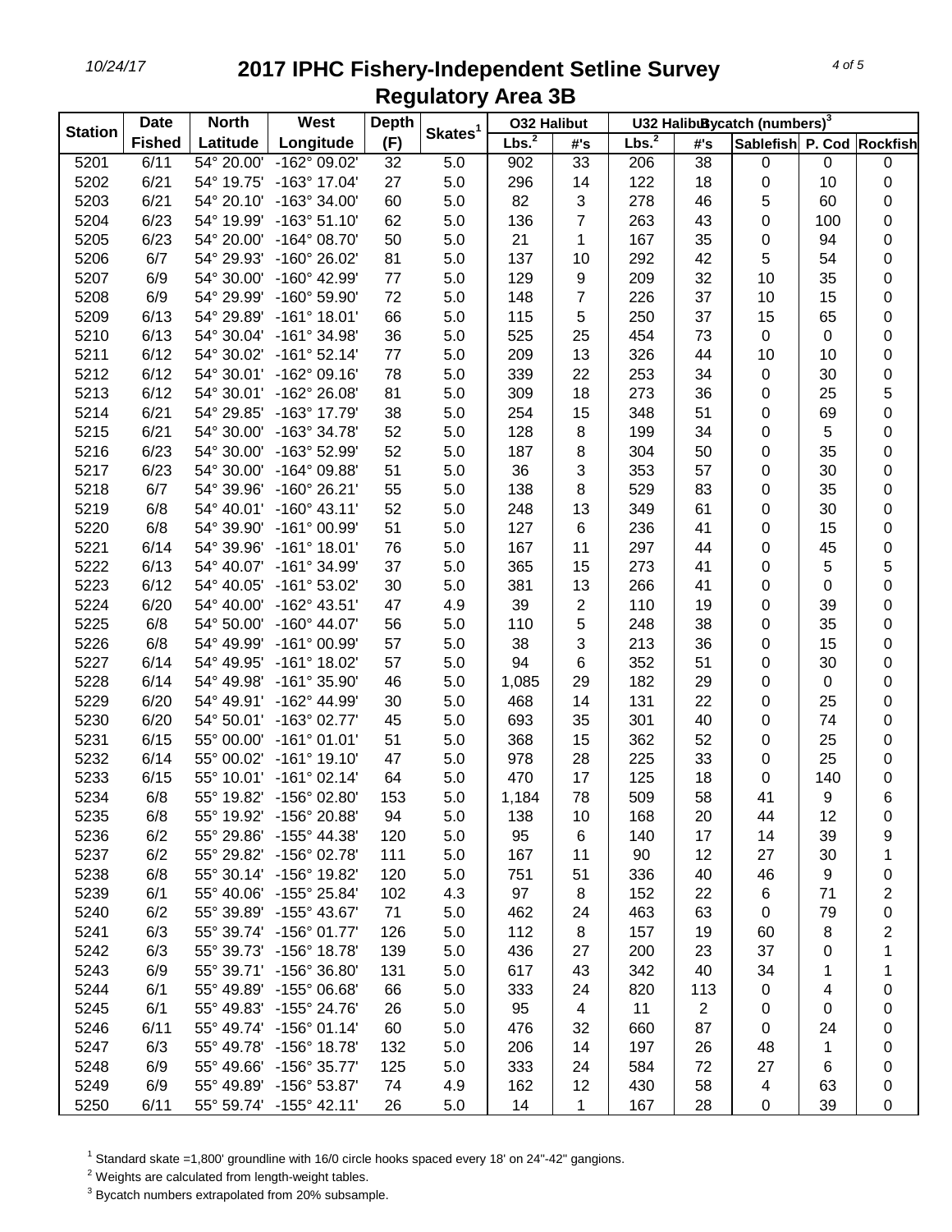# 2017 IPHC Fishery-Independent Setline Survey

## Regulatory Area 3B

| Station | Date | North | West | Depth | Skates[1] | O32 Halibut | | U32 Halibut | | Bycatch (numbers)[3] | | |
|---|---|---|---|---|---|---|---|---|---|---|---|---|
| | Fished | Latitude | Longitude | (F) | | Lbs.[2] | #'s | Lbs.[2] | #'s | Sablefish | P. Cod | Rockfish |
| 5201 | 6/11 | 54° 20.00' | -162° 09.02' | 32 | 5.0 | 902 | 33 | 206 | 38 | 0 | 0 | 0 |
| 5202 | 6/21 | 54° 19.75' | -163° 17.04' | 27 | 5.0 | 296 | 14 | 122 | 18 | 0 | 10 | 0 |
| 5203 | 6/21 | 54° 20.10' | -163° 34.00' | 60 | 5.0 | 82 | 3 | 278 | 46 | 5 | 60 | 0 |
| 5204 | 6/23 | 54° 19.99' | -163° 51.10' | 62 | 5.0 | 136 | 7 | 263 | 43 | 0 | 100 | 0 |
| 5205 | 6/23 | 54° 20.00' | -164° 08.70' | 50 | 5.0 | 21 | 1 | 167 | 35 | 0 | 94 | 0 |
| 5206 | 6/7 | 54° 29.93' | -160° 26.02' | 81 | 5.0 | 137 | 10 | 292 | 42 | 5 | 54 | 0 |
| 5207 | 6/9 | 54° 30.00' | -160° 42.99' | 77 | 5.0 | 129 | 9 | 209 | 32 | 10 | 35 | 0 |
| 5208 | 6/9 | 54° 29.99' | -160° 59.90' | 72 | 5.0 | 148 | 7 | 226 | 37 | 10 | 15 | 0 |
| 5209 | 6/13 | 54° 29.89' | -161° 18.01' | 66 | 5.0 | 115 | 5 | 250 | 37 | 15 | 65 | 0 |
| 5210 | 6/13 | 54° 30.04' | -161° 34.98' | 36 | 5.0 | 525 | 25 | 454 | 73 | 0 | 0 | 0 |
| 5211 | 6/12 | 54° 30.02' | -161° 52.14' | 77 | 5.0 | 209 | 13 | 326 | 44 | 10 | 10 | 0 |
| 5212 | 6/12 | 54° 30.01' | -162° 09.16' | 78 | 5.0 | 339 | 22 | 253 | 34 | 0 | 30 | 0 |
| 5213 | 6/12 | 54° 30.01' | -162° 26.08' | 81 | 5.0 | 309 | 18 | 273 | 36 | 0 | 25 | 5 |
| 5214 | 6/21 | 54° 29.85' | -163° 17.79' | 38 | 5.0 | 254 | 15 | 348 | 51 | 0 | 69 | 0 |
| 5215 | 6/21 | 54° 30.00' | -163° 34.78' | 52 | 5.0 | 128 | 8 | 199 | 34 | 0 | 5 | 0 |
| 5216 | 6/23 | 54° 30.00' | -163° 52.99' | 52 | 5.0 | 187 | 8 | 304 | 50 | 0 | 35 | 0 |
| 5217 | 6/23 | 54° 30.00' | -164° 09.88' | 51 | 5.0 | 36 | 3 | 353 | 57 | 0 | 30 | 0 |
| 5218 | 6/7 | 54° 39.96' | -160° 26.21' | 55 | 5.0 | 138 | 8 | 529 | 83 | 0 | 35 | 0 |
| 5219 | 6/8 | 54° 40.01' | -160° 43.11' | 52 | 5.0 | 248 | 13 | 349 | 61 | 0 | 30 | 0 |
| 5220 | 6/8 | 54° 39.90' | -161° 00.99' | 51 | 5.0 | 127 | 6 | 236 | 41 | 0 | 15 | 0 |
| 5221 | 6/14 | 54° 39.96' | -161° 18.01' | 76 | 5.0 | 167 | 11 | 297 | 44 | 0 | 45 | 0 |
| 5222 | 6/13 | 54° 40.07' | -161° 34.99' | 37 | 5.0 | 365 | 15 | 273 | 41 | 0 | 5 | 5 |
| 5223 | 6/12 | 54° 40.05' | -161° 53.02' | 30 | 5.0 | 381 | 13 | 266 | 41 | 0 | 0 | 0 |
| 5224 | 6/20 | 54° 40.00' | -162° 43.51' | 47 | 4.9 | 39 | 2 | 110 | 19 | 0 | 39 | 0 |
| 5225 | 6/8 | 54° 50.00' | -160° 44.07' | 56 | 5.0 | 110 | 5 | 248 | 38 | 0 | 35 | 0 |
| 5226 | 6/8 | 54° 49.99' | -161° 00.99' | 57 | 5.0 | 38 | 3 | 213 | 36 | 0 | 15 | 0 |
| 5227 | 6/14 | 54° 49.95' | -161° 18.02' | 57 | 5.0 | 94 | 6 | 352 | 51 | 0 | 30 | 0 |
| 5228 | 6/14 | 54° 49.98' | -161° 35.90' | 46 | 5.0 | 1,085 | 29 | 182 | 29 | 0 | 0 | 0 |
| 5229 | 6/20 | 54° 49.91' | -162° 44.99' | 30 | 5.0 | 468 | 14 | 131 | 22 | 0 | 25 | 0 |
| 5230 | 6/20 | 54° 50.01' | -163° 02.77' | 45 | 5.0 | 693 | 35 | 301 | 40 | 0 | 74 | 0 |
| 5231 | 6/15 | 55° 00.00' | -161° 01.01' | 51 | 5.0 | 368 | 15 | 362 | 52 | 0 | 25 | 0 |
| 5232 | 6/14 | 55° 00.02' | -161° 19.10' | 47 | 5.0 | 978 | 28 | 225 | 33 | 0 | 25 | 0 |
| 5233 | 6/15 | 55° 10.01' | -161° 02.14' | 64 | 5.0 | 470 | 17 | 125 | 18 | 0 | 140 | 0 |
| 5234 | 6/8 | 55° 19.82' | -156° 02.80' | 153 | 5.0 | 1,184 | 78 | 509 | 58 | 41 | 9 | 6 |
| 5235 | 6/8 | 55° 19.92' | -156° 20.88' | 94 | 5.0 | 138 | 10 | 168 | 20 | 44 | 12 | 0 |
| 5236 | 6/2 | 55° 29.86' | -155° 44.38' | 120 | 5.0 | 95 | 6 | 140 | 17 | 14 | 39 | 9 |
| 5237 | 6/2 | 55° 29.82' | -156° 02.78' | 111 | 5.0 | 167 | 11 | 90 | 12 | 27 | 30 | 1 |
| 5238 | 6/8 | 55° 30.14' | -156° 19.82' | 120 | 5.0 | 751 | 51 | 336 | 40 | 46 | 9 | 0 |
| 5239 | 6/1 | 55° 40.06' | -155° 25.84' | 102 | 4.3 | 97 | 8 | 152 | 22 | 6 | 71 | 2 |
| 5240 | 6/2 | 55° 39.89' | -155° 43.67' | 71 | 5.0 | 462 | 24 | 463 | 63 | 0 | 79 | 0 |
| 5241 | 6/3 | 55° 39.74' | -156° 01.77' | 126 | 5.0 | 112 | 8 | 157 | 19 | 60 | 8 | 2 |
| 5242 | 6/3 | 55° 39.73' | -156° 18.78' | 139 | 5.0 | 436 | 27 | 200 | 23 | 37 | 0 | 1 |
| 5243 | 6/9 | 55° 39.71' | -156° 36.80' | 131 | 5.0 | 617 | 43 | 342 | 40 | 34 | 1 | 1 |
| 5244 | 6/1 | 55° 49.89' | -155° 06.68' | 66 | 5.0 | 333 | 24 | 820 | 113 | 0 | 4 | 0 |
| 5245 | 6/1 | 55° 49.83' | -155° 24.76' | 26 | 5.0 | 95 | 4 | 11 | 2 | 0 | 0 | 0 |
| 5246 | 6/11 | 55° 49.74' | -156° 01.14' | 60 | 5.0 | 476 | 32 | 660 | 87 | 0 | 24 | 0 |
| 5247 | 6/3 | 55° 49.78' | -156° 18.78' | 132 | 5.0 | 206 | 14 | 197 | 26 | 48 | 1 | 0 |
| 5248 | 6/9 | 55° 49.66' | -156° 35.77' | 125 | 5.0 | 333 | 24 | 584 | 72 | 27 | 6 | 0 |
| 5249 | 6/9 | 55° 49.89' | -156° 53.87' | 74 | 4.9 | 162 | 12 | 430 | 58 | 4 | 63 | 0 |
| 5250 | 6/11 | 55° 59.74' | -155° 42.11' | 26 | 5.0 | 14 | 1 | 167 | 28 | 0 | 39 | 0 |

[1] Standard skate =1,800' groundline with 16/0 circle hooks spaced every 18' on 24"-42" gangions.

[2] Weights are calculated from length-weight tables.

[3] Bycatch numbers extrapolated from 20% subsample.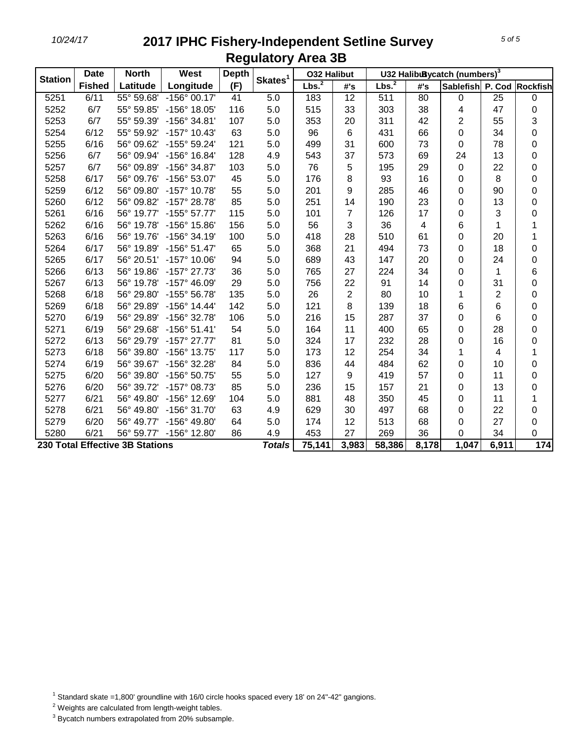# 2017 IPHC Fishery-Independent Setline Survey
## Regulatory Area 3B

| Station | Date Fished | North Latitude | West Longitude | Depth (F) | Skates[1] | O32 Halibut Lbs.[2] | O32 Halibut #'s | U32 Halibut Lbs.[2] | U32 Halibut #'s | Bycatch (numbers)[3] Sablefish | P. Cod | Rockfish |
|---|---|---|---|---|---|---|---|---|---|---|---|---|
| 5251 | 6/11 | 55° 59.68' | -156° 00.17' | 41 | 5.0 | 183 | 12 | 511 | 80 | 0 | 25 | 0 |
| 5252 | 6/7 | 55° 59.85' | -156° 18.05' | 116 | 5.0 | 515 | 33 | 303 | 38 | 4 | 47 | 0 |
| 5253 | 6/7 | 55° 59.39' | -156° 34.81' | 107 | 5.0 | 353 | 20 | 311 | 42 | 2 | 55 | 3 |
| 5254 | 6/12 | 55° 59.92' | -157° 10.43' | 63 | 5.0 | 96 | 6 | 431 | 66 | 0 | 34 | 0 |
| 5255 | 6/16 | 56° 09.62' | -155° 59.24' | 121 | 5.0 | 499 | 31 | 600 | 73 | 0 | 78 | 0 |
| 5256 | 6/7 | 56° 09.94' | -156° 16.84' | 128 | 4.9 | 543 | 37 | 573 | 69 | 24 | 13 | 0 |
| 5257 | 6/7 | 56° 09.89' | -156° 34.87' | 103 | 5.0 | 76 | 5 | 195 | 29 | 0 | 22 | 0 |
| 5258 | 6/17 | 56° 09.76' | -156° 53.07' | 45 | 5.0 | 176 | 8 | 93 | 16 | 0 | 8 | 0 |
| 5259 | 6/12 | 56° 09.80' | -157° 10.78' | 55 | 5.0 | 201 | 9 | 285 | 46 | 0 | 90 | 0 |
| 5260 | 6/12 | 56° 09.82' | -157° 28.78' | 85 | 5.0 | 251 | 14 | 190 | 23 | 0 | 13 | 0 |
| 5261 | 6/16 | 56° 19.77' | -155° 57.77' | 115 | 5.0 | 101 | 7 | 126 | 17 | 0 | 3 | 0 |
| 5262 | 6/16 | 56° 19.78' | -156° 15.86' | 156 | 5.0 | 56 | 3 | 36 | 4 | 6 | 1 | 1 |
| 5263 | 6/16 | 56° 19.76' | -156° 34.19' | 100 | 5.0 | 418 | 28 | 510 | 61 | 0 | 20 | 1 |
| 5264 | 6/17 | 56° 19.89' | -156° 51.47' | 65 | 5.0 | 368 | 21 | 494 | 73 | 0 | 18 | 0 |
| 5265 | 6/17 | 56° 20.51' | -157° 10.06' | 94 | 5.0 | 689 | 43 | 147 | 20 | 0 | 24 | 0 |
| 5266 | 6/13 | 56° 19.86' | -157° 27.73' | 36 | 5.0 | 765 | 27 | 224 | 34 | 0 | 1 | 6 |
| 5267 | 6/13 | 56° 19.78' | -157° 46.09' | 29 | 5.0 | 756 | 22 | 91 | 14 | 0 | 31 | 0 |
| 5268 | 6/18 | 56° 29.80' | -155° 56.78' | 135 | 5.0 | 26 | 2 | 80 | 10 | 1 | 2 | 0 |
| 5269 | 6/18 | 56° 29.89' | -156° 14.44' | 142 | 5.0 | 121 | 8 | 139 | 18 | 6 | 6 | 0 |
| 5270 | 6/19 | 56° 29.89' | -156° 32.78' | 106 | 5.0 | 216 | 15 | 287 | 37 | 0 | 6 | 0 |
| 5271 | 6/19 | 56° 29.68' | -156° 51.41' | 54 | 5.0 | 164 | 11 | 400 | 65 | 0 | 28 | 0 |
| 5272 | 6/13 | 56° 29.79' | -157° 27.77' | 81 | 5.0 | 324 | 17 | 232 | 28 | 0 | 16 | 0 |
| 5273 | 6/18 | 56° 39.80' | -156° 13.75' | 117 | 5.0 | 173 | 12 | 254 | 34 | 1 | 4 | 1 |
| 5274 | 6/19 | 56° 39.67' | -156° 32.28' | 84 | 5.0 | 836 | 44 | 484 | 62 | 0 | 10 | 0 |
| 5275 | 6/20 | 56° 39.80' | -156° 50.75' | 55 | 5.0 | 127 | 9 | 419 | 57 | 0 | 11 | 0 |
| 5276 | 6/20 | 56° 39.72' | -157° 08.73' | 85 | 5.0 | 236 | 15 | 157 | 21 | 0 | 13 | 0 |
| 5277 | 6/21 | 56° 49.80' | -156° 12.69' | 104 | 5.0 | 881 | 48 | 350 | 45 | 0 | 11 | 1 |
| 5278 | 6/21 | 56° 49.80' | -156° 31.70' | 63 | 4.9 | 629 | 30 | 497 | 68 | 0 | 22 | 0 |
| 5279 | 6/20 | 56° 49.77' | -156° 49.80' | 64 | 5.0 | 174 | 12 | 513 | 68 | 0 | 27 | 0 |
| 5280 | 6/21 | 56° 59.77' | -156° 12.80' | 86 | 4.9 | 453 | 27 | 269 | 36 | 0 | 34 | 0 |
| **230 Total Effective 3B Stations** | | | | | ***Totals*** | **75,141** | **3,983** | **58,386** | **8,178** | **1,047** | **6,911** | **174** |

[1] Standard skate =1,800' groundline with 16/0 circle hooks spaced every 18' on 24"-42" gangions.

[2] Weights are calculated from length-weight tables.

[3] Bycatch numbers extrapolated from 20% subsample.